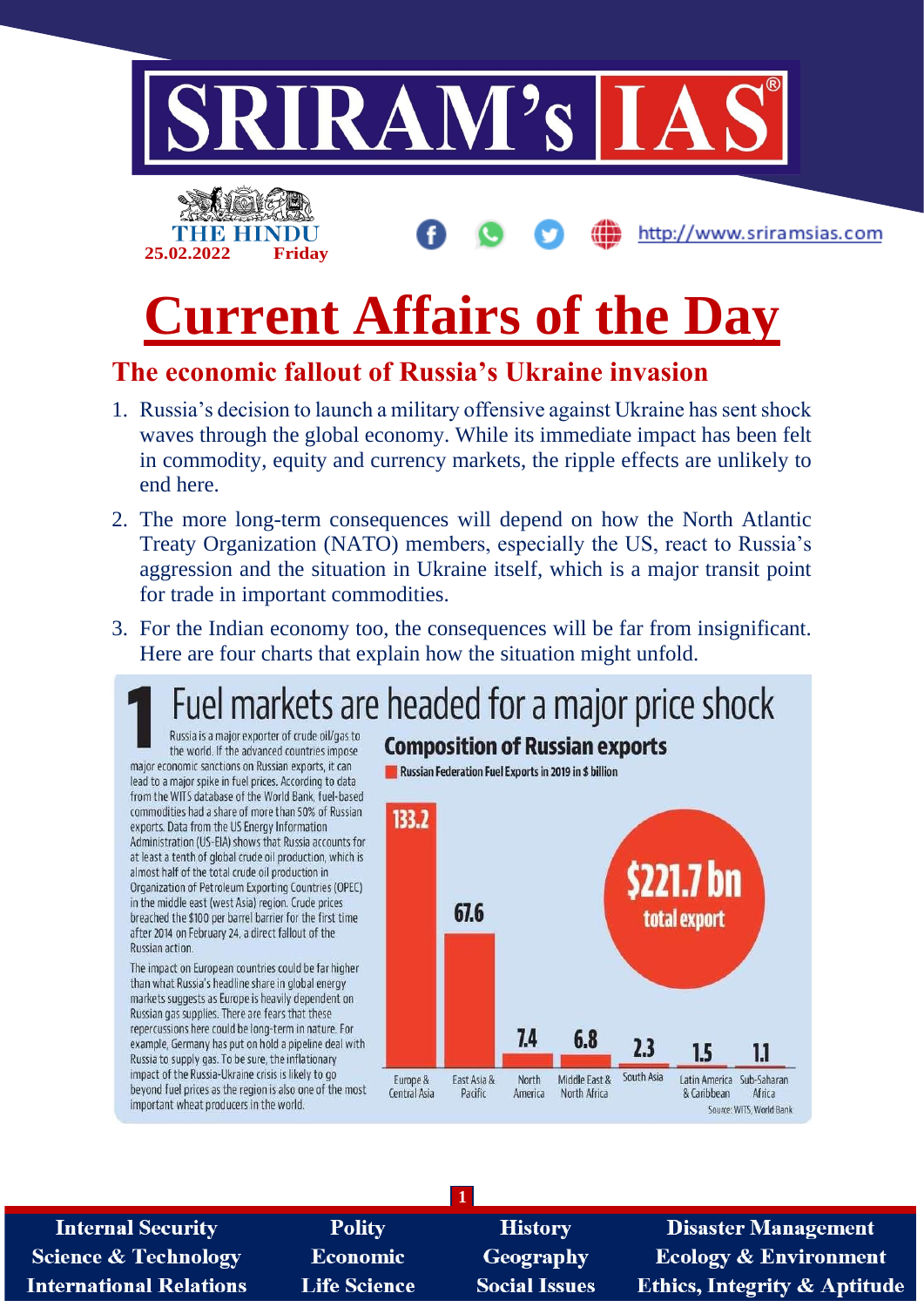# Current Affairs of the Day

## The economic fallout of Russia's Ukraine invasion

1. Russia's decision to launch a military offensive against Ukraine has sent shock waves through the global economy. While its immediate impact has been felt in commodity, equity and currency markets, the ripple effects are unlikely to end here.
2. The more long-term consequences will depend on how the North Atlantic Treaty Organization (NATO) members, especially the US, react to Russia's aggression and the situation in Ukraine itself, which is a major transit point for trade in important commodities.
3. For the Indian economy too, the consequences will be far from insignificant. Here are four charts that explain how the situation might unfold.

### 1 Fuel markets are headed for a major price shock

Russia is a major exporter of crude oil/gas to the world. If the advanced countries impose major economic sanctions on Russian exports, it can lead to a major spike in fuel prices. According to data from the WITS database of the World Bank, fuel-based commodities had a share of more than 50% of Russian exports. Data from the US Energy Information Administration (US-EIA) shows that Russia accounts for at least a tenth of global crude oil production, which is almost half of the total crude oil production in Organization of Petroleum Exporting Countries (OPEC) in the middle east (west Asia) region. Crude prices breached the $100 per barrel barrier for the first time after 2014 on February 24, a direct fallout of the Russian action.

The impact on European countries could be far higher than what Russia's headline share in global energy markets suggests as Europe is heavily dependent on Russian gas supplies. There are fears that these repercussions here could be long-term in nature. For example, Germany has put on hold a pipeline deal with Russia to supply gas. To be sure, the inflationary impact of the Russia-Ukraine crisis is likely to go beyond fuel prices as the region is also one of the most important wheat producers in the world.

**Composition of Russian exports**

Russian Federation Fuel Exports in 2019 in $ billion

$221.7 bn total export

| Region | $ billion |
|---|---|
| Europe & Central Asia | 133.2 |
| East Asia & Pacific | 67.6 |
| North America | 7.4 |
| Middle East & North Africa | 6.8 |
| South Asia | 2.3 |
| Latin America & Caribbean | 1.5 |
| Sub-Saharan Africa | 1.1 |

Source: WITS, World Bank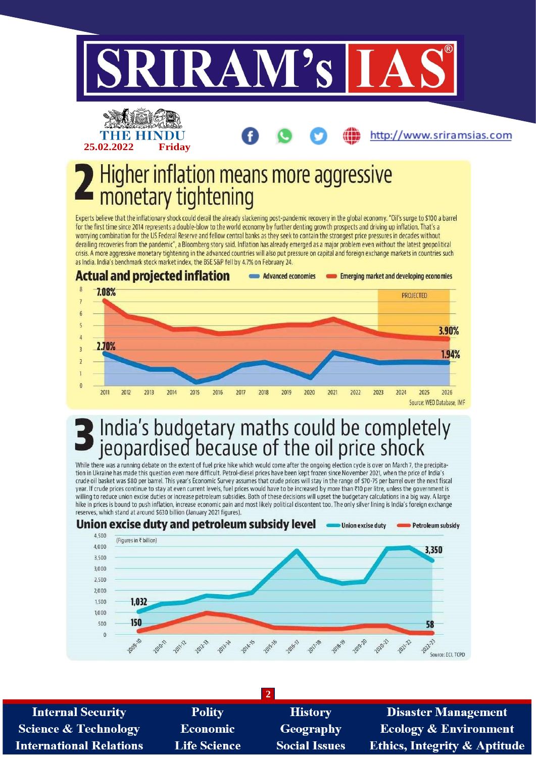# 2 Higher inflation means more aggressive monetary tightening

Experts believe that the inflationary shock could derail the already slackening post-pandemic recovery in the global economy. "Oil's surge to $100 a barrel for the first time since 2014 represents a double-blow to the world economy by further denting growth prospects and driving up inflation. That's a worrying combination for the US Federal Reserve and fellow central banks as they seek to contain the strongest price pressures in decades without derailing recoveries from the pandemic", a Bloomberg story said. Inflation has already emerged as a major problem even without the latest geopolitical crisis. A more aggressive monetary tightening in the advanced countries will also put pressure on capital and foreign exchange markets in countries such as India. India's benchmark stock market index, the BSE S&P fell by 4.7% on February 24.

## Actual and projected inflation

Advanced economies | Emerging market and developing economies

- Emerging market and developing economies: 7.08% (2011) → 3.90% (2026, projected)
- Advanced economies: 2.70% (2011) → 1.94% (2026, projected)
- Projected: 2023–2026

Source: WEO Database, IMF

# 3 India's budgetary maths could be completely jeopardised because of the oil price shock

While there was a running debate on the extent of fuel price hike which would come after the ongoing election cycle is over on March 7, the precipitation in Ukraine has made this question even more difficult. Petrol-diesel prices have been kept frozen since November 2021, when the price of India's crude oil basket was $80 per barrel. This year's Economic Survey assumes that crude prices will stay in the range of $70-75 per barrel over the next fiscal year. If crude prices continue to stay at even current levels, fuel prices would have to be increased by more than ₹10 per litre, unless the government is willing to reduce union excise duties or increase petroleum subsidies. Both of these decisions will upset the budgetary calculations in a big way. A large hike in prices is bound to push inflation, increase economic pain and most likely political discontent too. The only silver lining is India's foreign exchange reserves, which stand at around $630 billion (January 2021 figures).

## Union excise duty and petroleum subsidy level

(Figures in ₹ billion)

- Union excise duty: 1,032 (2009-10) → 3,350 (2022-23)
- Petroleum subsidy: 150 (2009-10) → 58 (2022-23)

Source: ECI, TCPD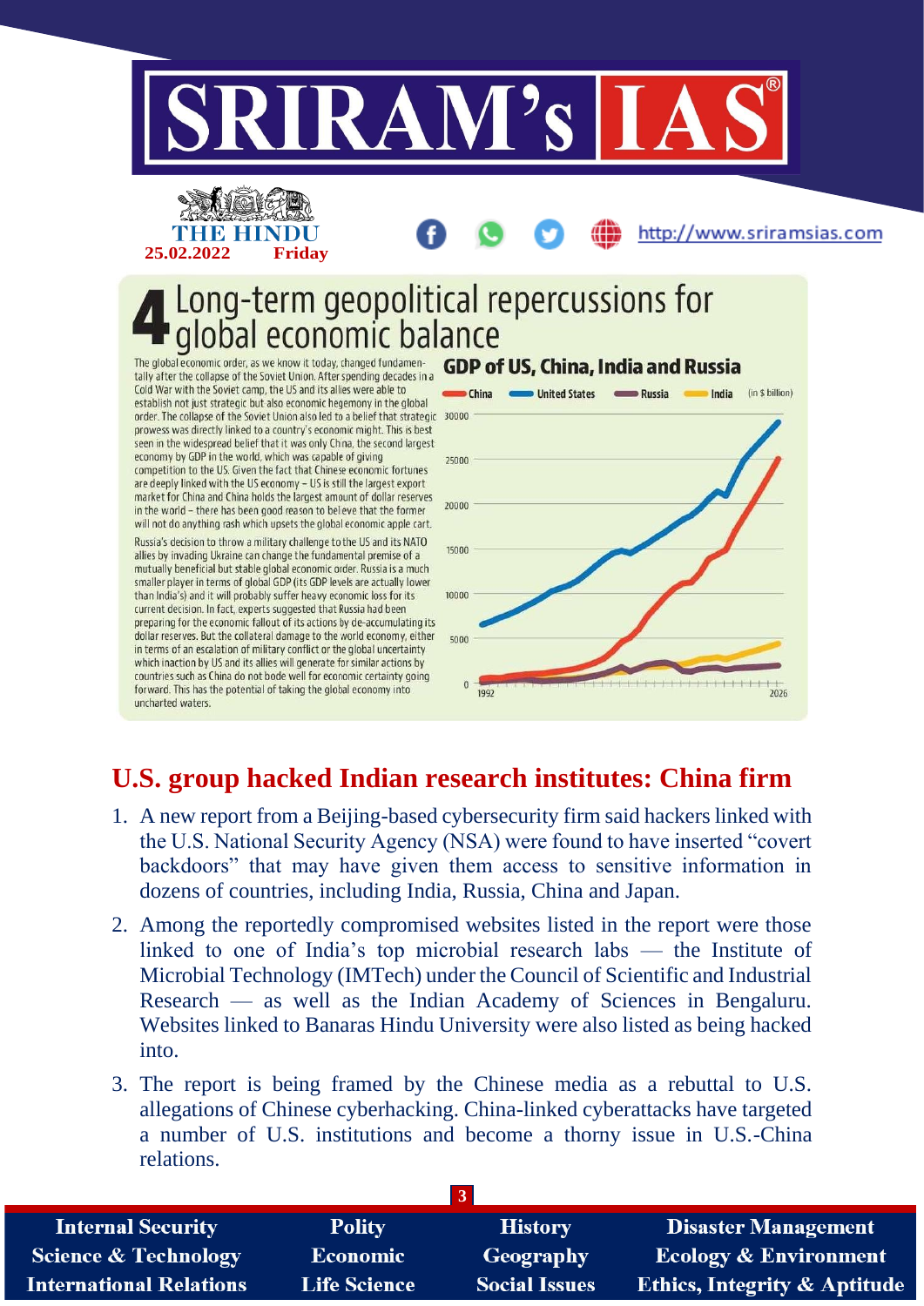## 4 Long-term geopolitical repercussions for global economic balance

The global economic order, as we know it today, changed fundamentally after the collapse of the Soviet Union. After spending decades in a Cold War with the Soviet camp, the US and its allies were able to establish not just strategic but also economic hegemony in the global order. The collapse of the Soviet Union also led to a belief that strategic prowess was directly linked to a country's economic might. This is best seen in the widespread belief that it was only China, the second largest economy by GDP in the world, which was capable of giving competition to the US. Given the fact that Chinese economic fortunes are deeply linked with the US economy – US is still the largest export market for China and China holds the largest amount of dollar reserves in the world – there has been good reason to believe that the former will not do anything rash which upsets the global economic apple cart.

Russia's decision to throw a military challenge to the US and its NATO allies by invading Ukraine can change the fundamental premise of a mutually beneficial but stable global economic order. Russia is a much smaller player in terms of global GDP (its GDP levels are actually lower than India's) and it will probably suffer heavy economic loss for its current decision. In fact, experts suggested that Russia had been preparing for the economic fallout of its actions by de-accumulating its dollar reserves. But the collateral damage to the world economy, either in terms of an escalation of military conflict or the global uncertainty which inaction by US and its allies will generate for similar actions by countries such as China do not bode well for economic certainty going forward. This has the potential of taking the global economy into uncharted waters.

**GDP of US, China, India and Russia**

China | United States | Russia | India (in $ billion)

## U.S. group hacked Indian research institutes: China firm

1. A new report from a Beijing-based cybersecurity firm said hackers linked with the U.S. National Security Agency (NSA) were found to have inserted "covert backdoors" that may have given them access to sensitive information in dozens of countries, including India, Russia, China and Japan.
2. Among the reportedly compromised websites listed in the report were those linked to one of India's top microbial research labs — the Institute of Microbial Technology (IMTech) under the Council of Scientific and Industrial Research — as well as the Indian Academy of Sciences in Bengaluru. Websites linked to Banaras Hindu University were also listed as being hacked into.
3. The report is being framed by the Chinese media as a rebuttal to U.S. allegations of Chinese cyberhacking. China-linked cyberattacks have targeted a number of U.S. institutions and become a thorny issue in U.S.-China relations.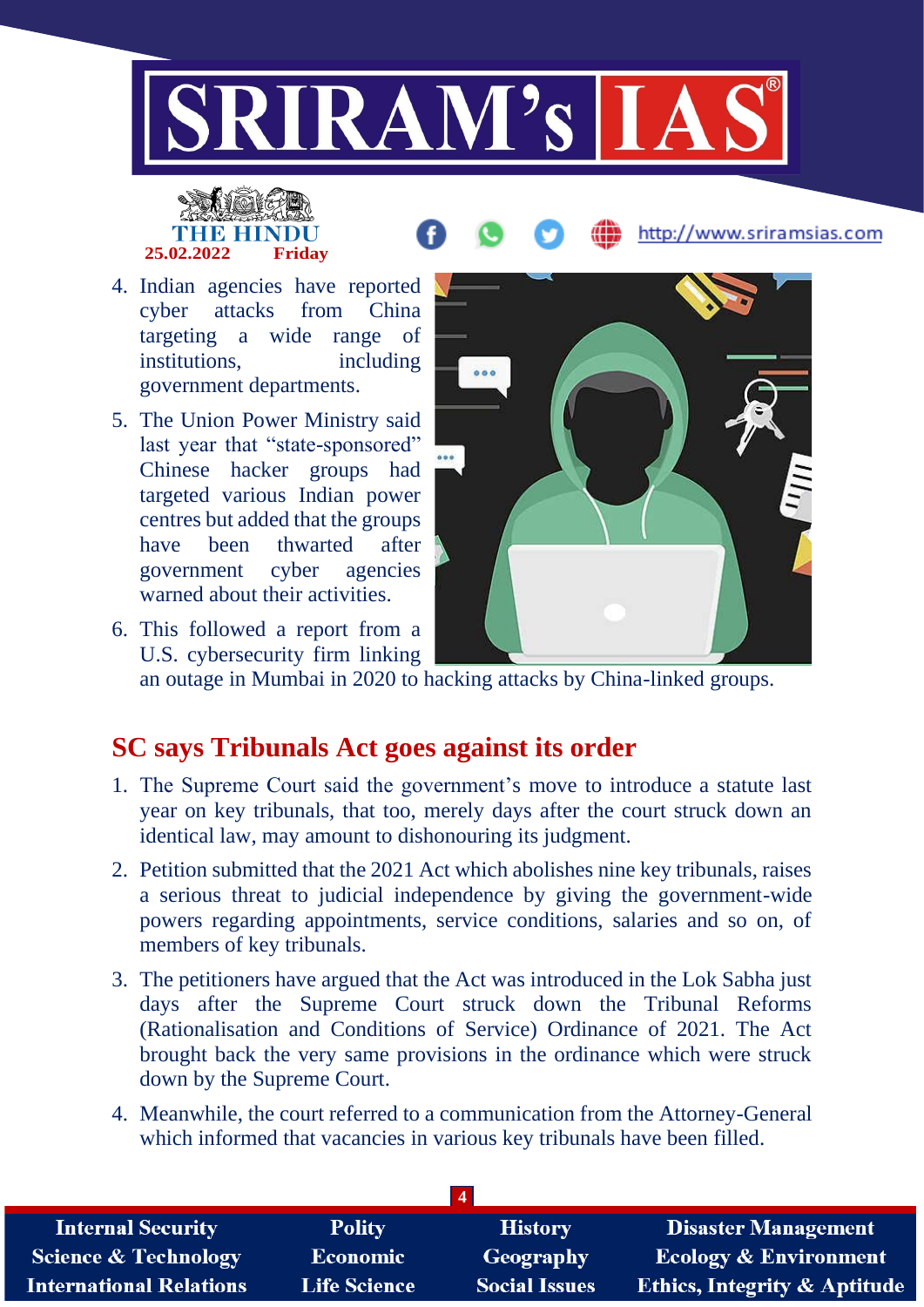4. Indian agencies have reported cyber attacks from China targeting a wide range of institutions, including government departments.
5. The Union Power Ministry said last year that "state-sponsored" Chinese hacker groups had targeted various Indian power centres but added that the groups have been thwarted after government cyber agencies warned about their activities.
6. This followed a report from a U.S. cybersecurity firm linking an outage in Mumbai in 2020 to hacking attacks by China-linked groups.

## SC says Tribunals Act goes against its order

1. The Supreme Court said the government's move to introduce a statute last year on key tribunals, that too, merely days after the court struck down an identical law, may amount to dishonouring its judgment.
2. Petition submitted that the 2021 Act which abolishes nine key tribunals, raises a serious threat to judicial independence by giving the government-wide powers regarding appointments, service conditions, salaries and so on, of members of key tribunals.
3. The petitioners have argued that the Act was introduced in the Lok Sabha just days after the Supreme Court struck down the Tribunal Reforms (Rationalisation and Conditions of Service) Ordinance of 2021. The Act brought back the very same provisions in the ordinance which were struck down by the Supreme Court.
4. Meanwhile, the court referred to a communication from the Attorney-General which informed that vacancies in various key tribunals have been filled.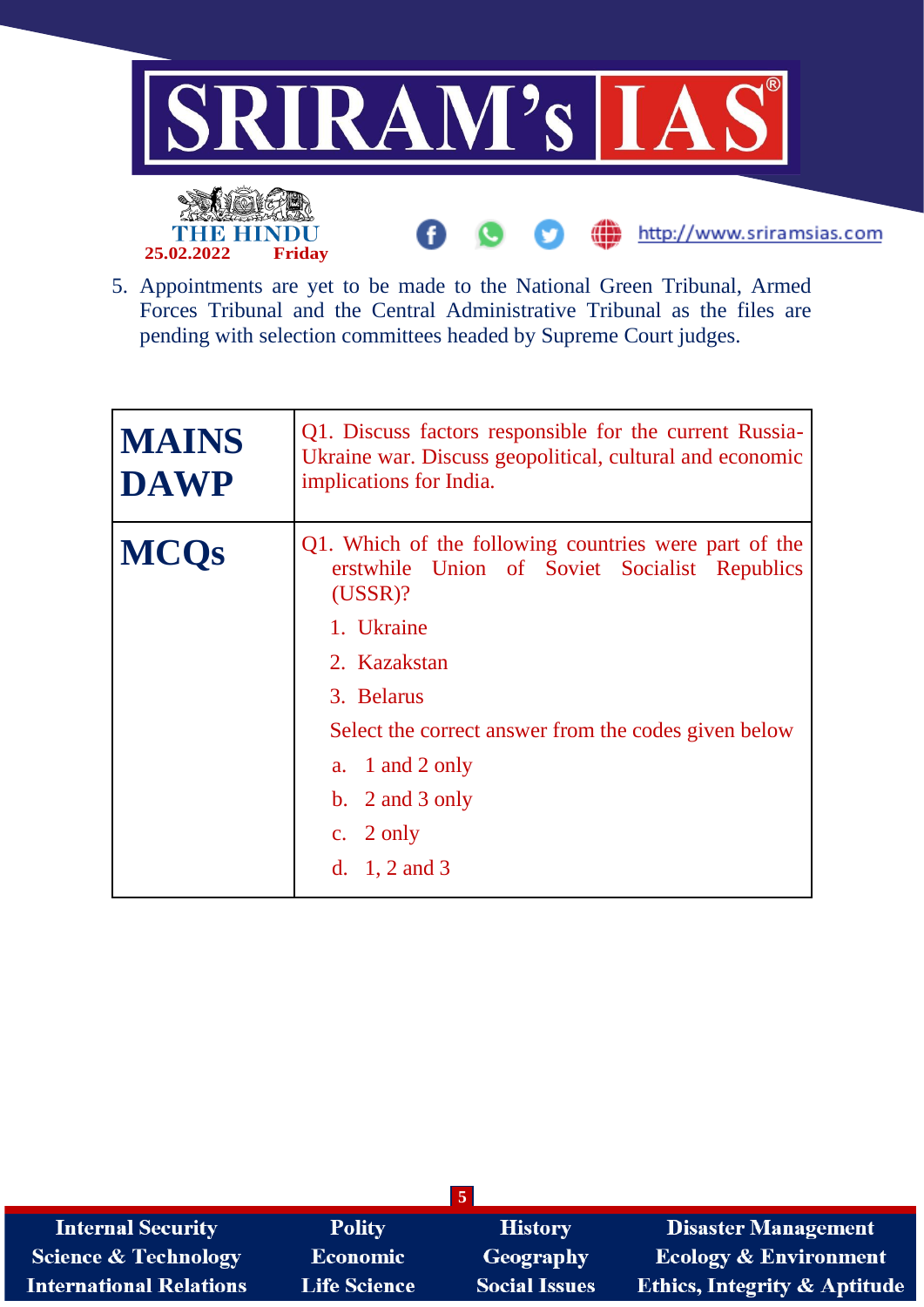5. Appointments are yet to be made to the National Green Tribunal, Armed Forces Tribunal and the Central Administrative Tribunal as the files are pending with selection committees headed by Supreme Court judges.

| | |
|---|---|
| **MAINS DAWP** | Q1. Discuss factors responsible for the current Russia-Ukraine war. Discuss geopolitical, cultural and economic implications for India. |
| **MCQs** | Q1. Which of the following countries were part of the erstwhile Union of Soviet Socialist Republics (USSR)?<br>1. Ukraine<br>2. Kazakstan<br>3. Belarus<br>Select the correct answer from the codes given below<br>a. 1 and 2 only<br>b. 2 and 3 only<br>c. 2 only<br>d. 1, 2 and 3 |